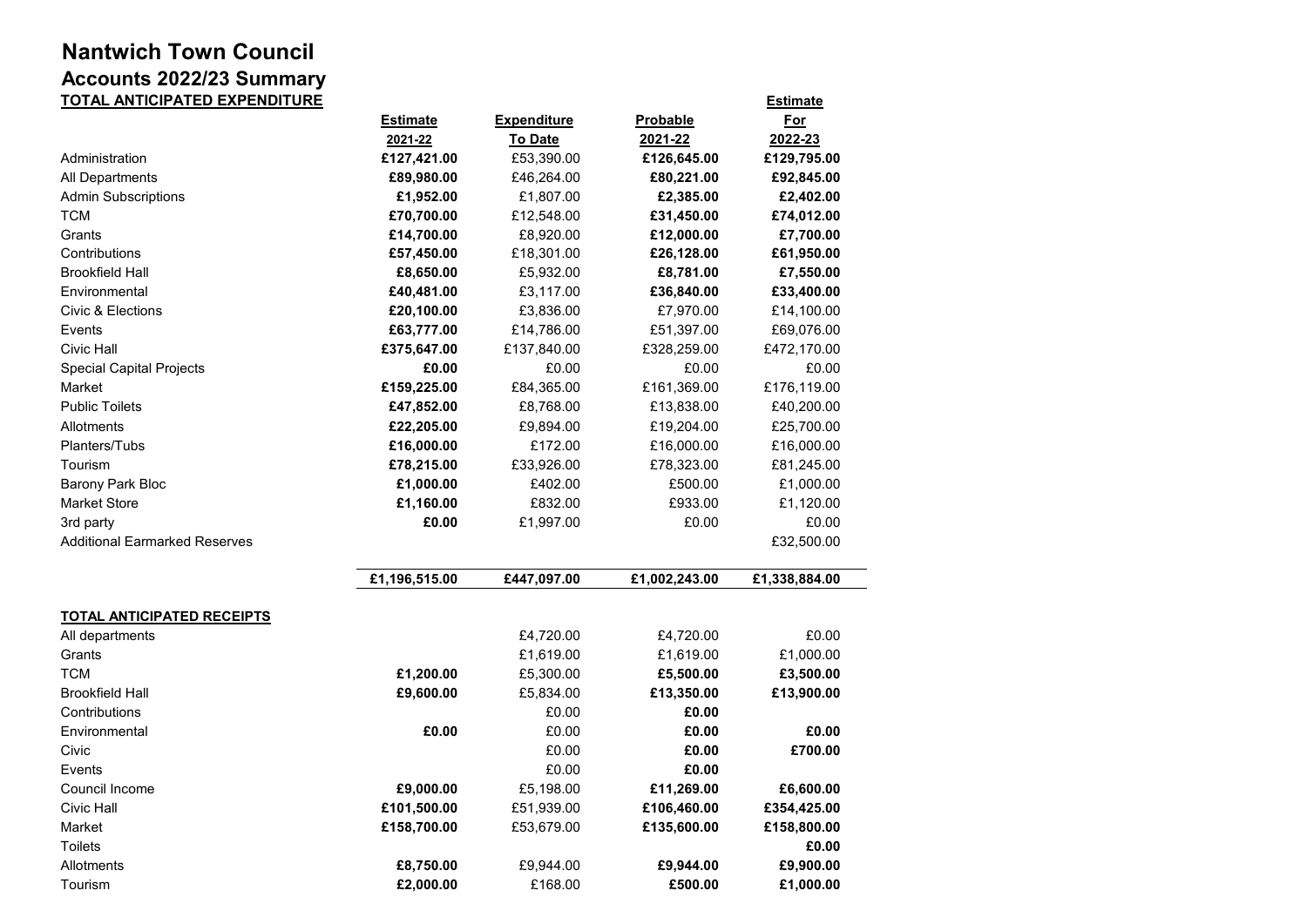# Nantwich Town Council

## Accounts 2022/23 Summary

**TOTAL ANTICIPATED EXPENDITURE**

| | Estimate 2021-22 | Expenditure To Date | Probable 2021-22 | Estimate For 2022-23 |
|---|---|---|---|---|
| Administration | **£127,421.00** | £53,390.00 | **£126,645.00** | **£129,795.00** |
| All Departments | **£89,980.00** | £46,264.00 | **£80,221.00** | **£92,845.00** |
| Admin Subscriptions | **£1,952.00** | £1,807.00 | **£2,385.00** | **£2,402.00** |
| TCM | **£70,700.00** | £12,548.00 | **£31,450.00** | **£74,012.00** |
| Grants | **£14,700.00** | £8,920.00 | **£12,000.00** | **£7,700.00** |
| Contributions | **£57,450.00** | £18,301.00 | **£26,128.00** | **£61,950.00** |
| Brookfield Hall | **£8,650.00** | £5,932.00 | **£8,781.00** | **£7,550.00** |
| Environmental | **£40,481.00** | £3,117.00 | **£36,840.00** | **£33,400.00** |
| Civic & Elections | **£20,100.00** | £3,836.00 | £7,970.00 | £14,100.00 |
| Events | **£63,777.00** | £14,786.00 | £51,397.00 | £69,076.00 |
| Civic Hall | **£375,647.00** | £137,840.00 | £328,259.00 | £472,170.00 |
| Special Capital Projects | **£0.00** | £0.00 | £0.00 | £0.00 |
| Market | **£159,225.00** | £84,365.00 | £161,369.00 | £176,119.00 |
| Public Toilets | **£47,852.00** | £8,768.00 | £13,838.00 | £40,200.00 |
| Allotments | **£22,205.00** | £9,894.00 | £19,204.00 | £25,700.00 |
| Planters/Tubs | **£16,000.00** | £172.00 | £16,000.00 | £16,000.00 |
| Tourism | **£78,215.00** | £33,926.00 | £78,323.00 | £81,245.00 |
| Barony Park Bloc | **£1,000.00** | £402.00 | £500.00 | £1,000.00 |
| Market Store | **£1,160.00** | £832.00 | £933.00 | £1,120.00 |
| 3rd party | **£0.00** | £1,997.00 | £0.00 | £0.00 |
| Additional Earmarked Reserves | | | | £32,500.00 |
| | **£1,196,515.00** | **£447,097.00** | **£1,002,243.00** | **£1,338,884.00** |

**TOTAL ANTICIPATED RECEIPTS**

| | Estimate 2021-22 | Expenditure To Date | Probable 2021-22 | Estimate For 2022-23 |
|---|---|---|---|---|
| All departments | | £4,720.00 | £4,720.00 | £0.00 |
| Grants | | £1,619.00 | £1,619.00 | £1,000.00 |
| TCM | **£1,200.00** | £5,300.00 | **£5,500.00** | **£3,500.00** |
| Brookfield Hall | **£9,600.00** | £5,834.00 | **£13,350.00** | **£13,900.00** |
| Contributions | | £0.00 | **£0.00** | |
| Environmental | **£0.00** | £0.00 | **£0.00** | **£0.00** |
| Civic | | £0.00 | **£0.00** | **£700.00** |
| Events | | £0.00 | **£0.00** | |
| Council Income | **£9,000.00** | £5,198.00 | **£11,269.00** | **£6,600.00** |
| Civic Hall | **£101,500.00** | £51,939.00 | **£106,460.00** | **£354,425.00** |
| Market | **£158,700.00** | £53,679.00 | **£135,600.00** | **£158,800.00** |
| Toilets | | | | **£0.00** |
| Allotments | **£8,750.00** | £9,944.00 | **£9,944.00** | **£9,900.00** |
| Tourism | **£2,000.00** | £168.00 | **£500.00** | **£1,000.00** |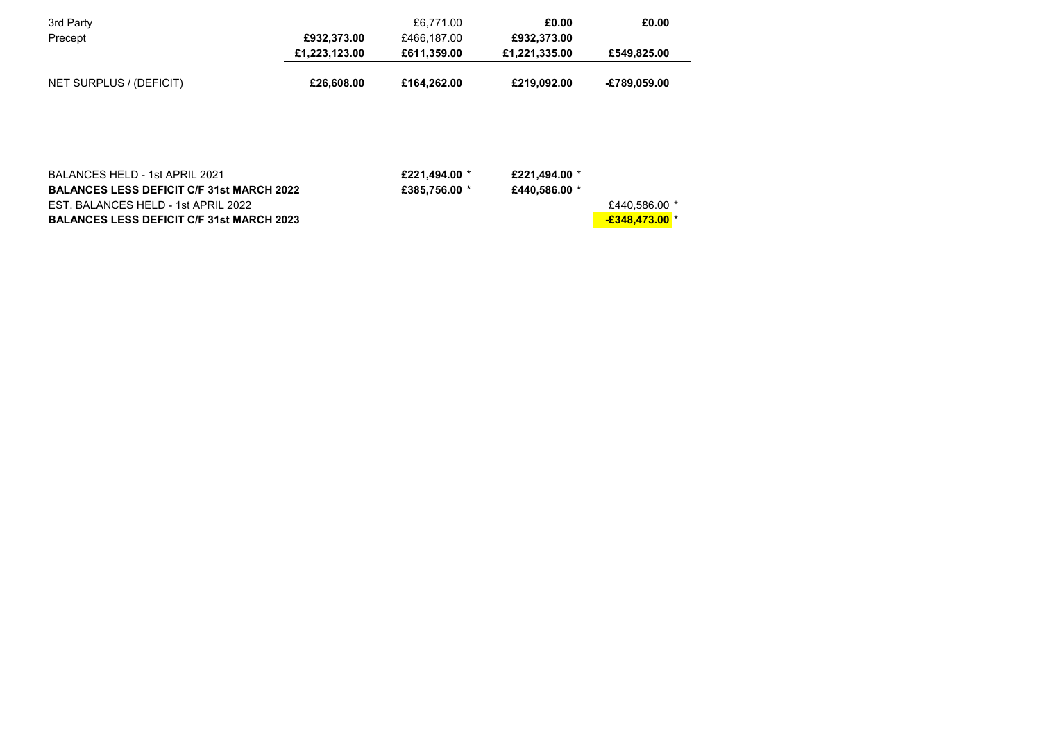| | | | | |
|---|---|---|---|---|
| 3rd Party | | £6,771.00 | **£0.00** | **£0.00** |
| Precept | **£932,373.00** | £466,187.00 | **£932,373.00** | |
| | **£1,223,123.00** | **£611,359.00** | **£1,221,335.00** | **£549,825.00** |
| NET SURPLUS / (DEFICIT) | **£26,608.00** | **£164,262.00** | **£219,092.00** | **-£789,059.00** |

| | | | |
|---|---|---|---|
| BALANCES HELD - 1st APRIL 2021 | **£221,494.00** * | **£221,494.00** * | |
| **BALANCES LESS DEFICIT C/F 31st MARCH 2022** | **£385,756.00** * | **£440,586.00** * | |
| EST. BALANCES HELD - 1st APRIL 2022 | | | £440,586.00 * |
| **BALANCES LESS DEFICIT C/F 31st MARCH 2023** | | | **-£348,473.00** * |